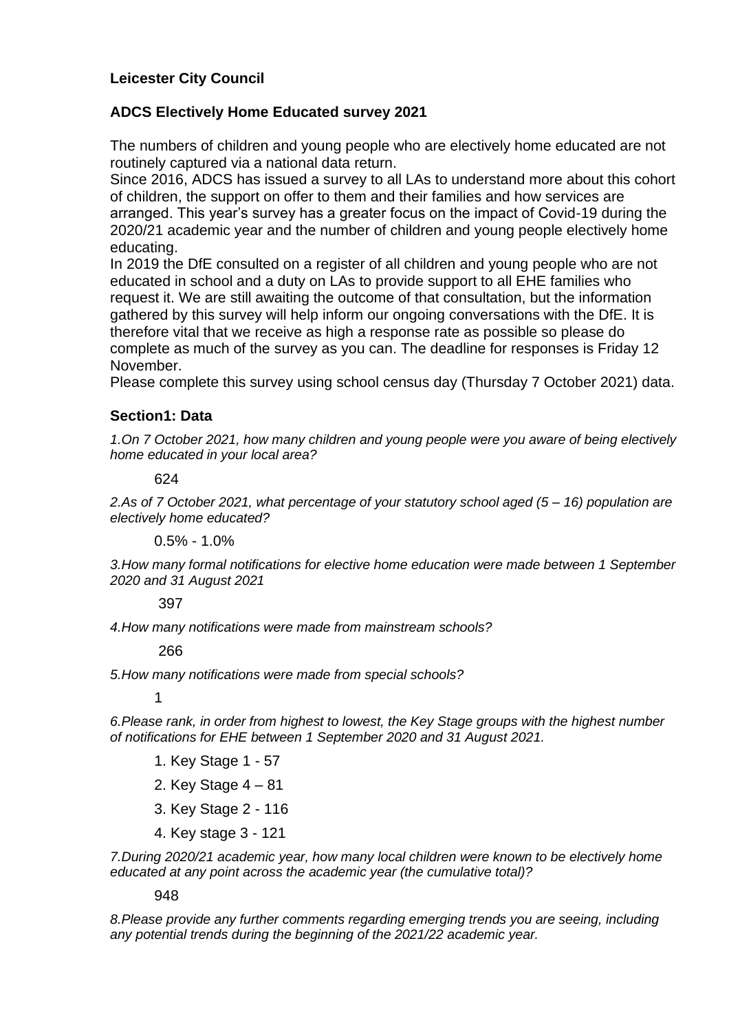**Leicester City Council**

**ADCS Electively Home Educated survey 2021**

The numbers of children and young people who are electively home educated are not routinely captured via a national data return.

Since 2016, ADCS has issued a survey to all LAs to understand more about this cohort of children, the support on offer to them and their families and how services are arranged. This year's survey has a greater focus on the impact of Covid-19 during the 2020/21 academic year and the number of children and young people electively home educating.

In 2019 the DfE consulted on a register of all children and young people who are not educated in school and a duty on LAs to provide support to all EHE families who request it. We are still awaiting the outcome of that consultation, but the information gathered by this survey will help inform our ongoing conversations with the DfE. It is therefore vital that we receive as high a response rate as possible so please do complete as much of the survey as you can. The deadline for responses is Friday 12 November.

Please complete this survey using school census day (Thursday 7 October 2021) data.

**Section1: Data**

*1.On 7 October 2021, how many children and young people were you aware of being electively home educated in your local area?*

624

*2.As of 7 October 2021, what percentage of your statutory school aged (5 – 16) population are electively home educated?*

0.5% - 1.0%

*3.How many formal notifications for elective home education were made between 1 September 2020 and 31 August 2021*

397

*4.How many notifications were made from mainstream schools?*

266

*5.How many notifications were made from special schools?*

1

*6.Please rank, in order from highest to lowest, the Key Stage groups with the highest number of notifications for EHE between 1 September 2020 and 31 August 2021.*

1. Key Stage 1 - 57
2. Key Stage 4 – 81
3. Key Stage 2 - 116
4. Key stage 3 - 121

*7.During 2020/21 academic year, how many local children were known to be electively home educated at any point across the academic year (the cumulative total)?*

948

*8.Please provide any further comments regarding emerging trends you are seeing, including any potential trends during the beginning of the 2021/22 academic year.*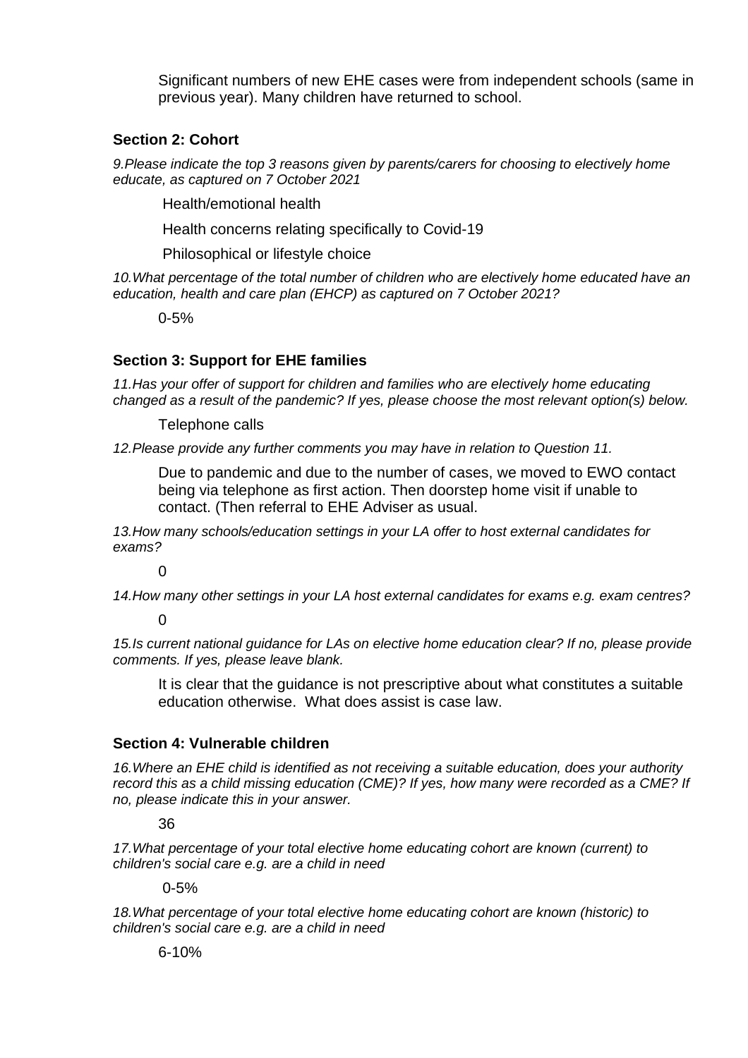Significant numbers of new EHE cases were from independent schools (same in previous year). Many children have returned to school.

### Section 2: Cohort

*9.Please indicate the top 3 reasons given by parents/carers for choosing to electively home educate, as captured on 7 October 2021*

Health/emotional health

Health concerns relating specifically to Covid-19

Philosophical or lifestyle choice

*10.What percentage of the total number of children who are electively home educated have an education, health and care plan (EHCP) as captured on 7 October 2021?*

0-5%

### Section 3: Support for EHE families

*11.Has your offer of support for children and families who are electively home educating changed as a result of the pandemic? If yes, please choose the most relevant option(s) below.*

Telephone calls

*12.Please provide any further comments you may have in relation to Question 11.*

Due to pandemic and due to the number of cases, we moved to EWO contact being via telephone as first action. Then doorstep home visit if unable to contact. (Then referral to EHE Adviser as usual.

*13.How many schools/education settings in your LA offer to host external candidates for exams?*

0

*14.How many other settings in your LA host external candidates for exams e.g. exam centres?*

0

*15.Is current national guidance for LAs on elective home education clear? If no, please provide comments. If yes, please leave blank.*

It is clear that the guidance is not prescriptive about what constitutes a suitable education otherwise. What does assist is case law.

### Section 4: Vulnerable children

*16.Where an EHE child is identified as not receiving a suitable education, does your authority record this as a child missing education (CME)? If yes, how many were recorded as a CME? If no, please indicate this in your answer.*

36

*17.What percentage of your total elective home educating cohort are known (current) to children's social care e.g. are a child in need*

0-5%

*18.What percentage of your total elective home educating cohort are known (historic) to children's social care e.g. are a child in need*

6-10%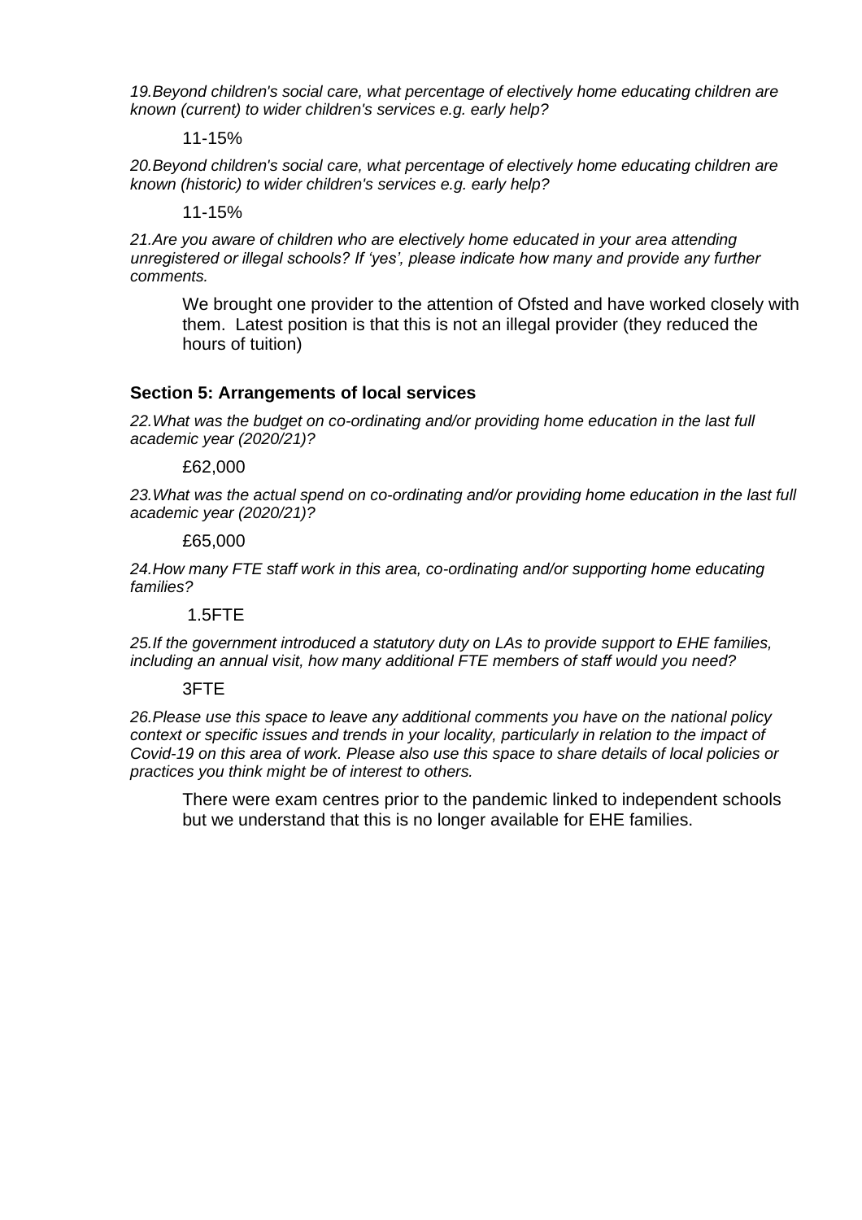*19.Beyond children's social care, what percentage of electively home educating children are known (current) to wider children's services e.g. early help?*

11-15%

*20.Beyond children's social care, what percentage of electively home educating children are known (historic) to wider children's services e.g. early help?*

11-15%

*21.Are you aware of children who are electively home educated in your area attending unregistered or illegal schools? If 'yes', please indicate how many and provide any further comments.*

We brought one provider to the attention of Ofsted and have worked closely with them. Latest position is that this is not an illegal provider (they reduced the hours of tuition)

### Section 5: Arrangements of local services

*22.What was the budget on co-ordinating and/or providing home education in the last full academic year (2020/21)?*

£62,000

*23.What was the actual spend on co-ordinating and/or providing home education in the last full academic year (2020/21)?*

£65,000

*24.How many FTE staff work in this area, co-ordinating and/or supporting home educating families?*

1.5FTE

*25.If the government introduced a statutory duty on LAs to provide support to EHE families, including an annual visit, how many additional FTE members of staff would you need?*

3FTE

*26.Please use this space to leave any additional comments you have on the national policy context or specific issues and trends in your locality, particularly in relation to the impact of Covid-19 on this area of work. Please also use this space to share details of local policies or practices you think might be of interest to others.*

There were exam centres prior to the pandemic linked to independent schools but we understand that this is no longer available for EHE families.